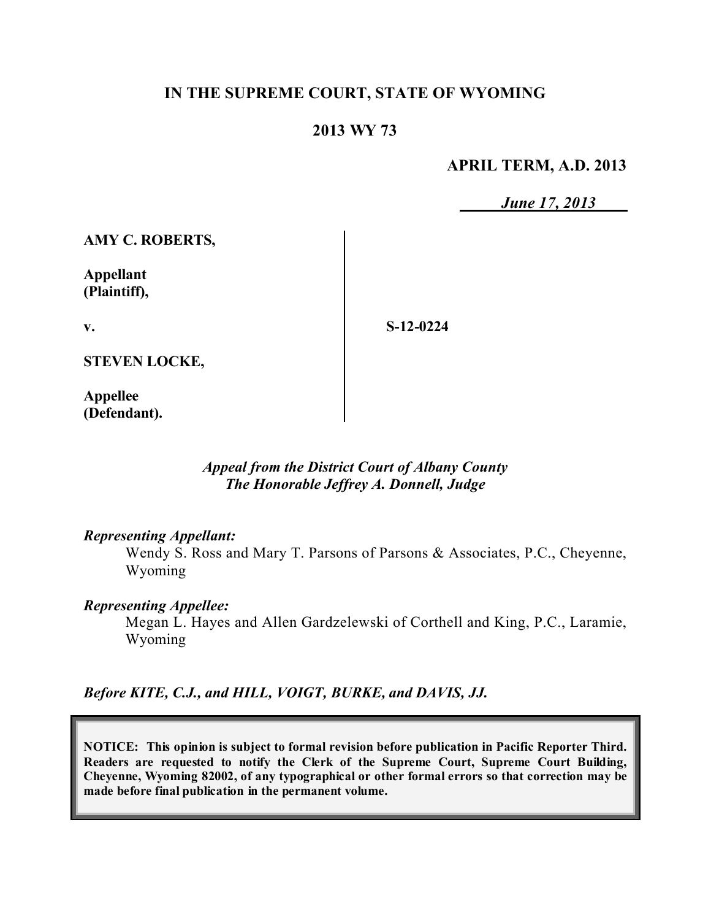# IN THE SUPREME COURT, STATE OF WYOMING

## 2013 WY 73

**APRIL TERM, A.D. 2013**

*June 17, 2013*

**AMY C. ROBERTS,**

**Appellant (Plaintiff),**

**v.**

**STEVEN LOCKE,**

**Appellee (Defendant).**

**S-12-0224**

*Appeal from the District Court of Albany County*
*The Honorable Jeffrey A. Donnell, Judge*

*Representing Appellant:*
Wendy S. Ross and Mary T. Parsons of Parsons & Associates, P.C., Cheyenne, Wyoming

*Representing Appellee:*
Megan L. Hayes and Allen Gardzelewski of Corthell and King, P.C., Laramie, Wyoming

*Before KITE, C.J., and HILL, VOIGT, BURKE, and DAVIS, JJ.*

**NOTICE: This opinion is subject to formal revision before publication in Pacific Reporter Third. Readers are requested to notify the Clerk of the Supreme Court, Supreme Court Building, Cheyenne, Wyoming 82002, of any typographical or other formal errors so that correction may be made before final publication in the permanent volume.**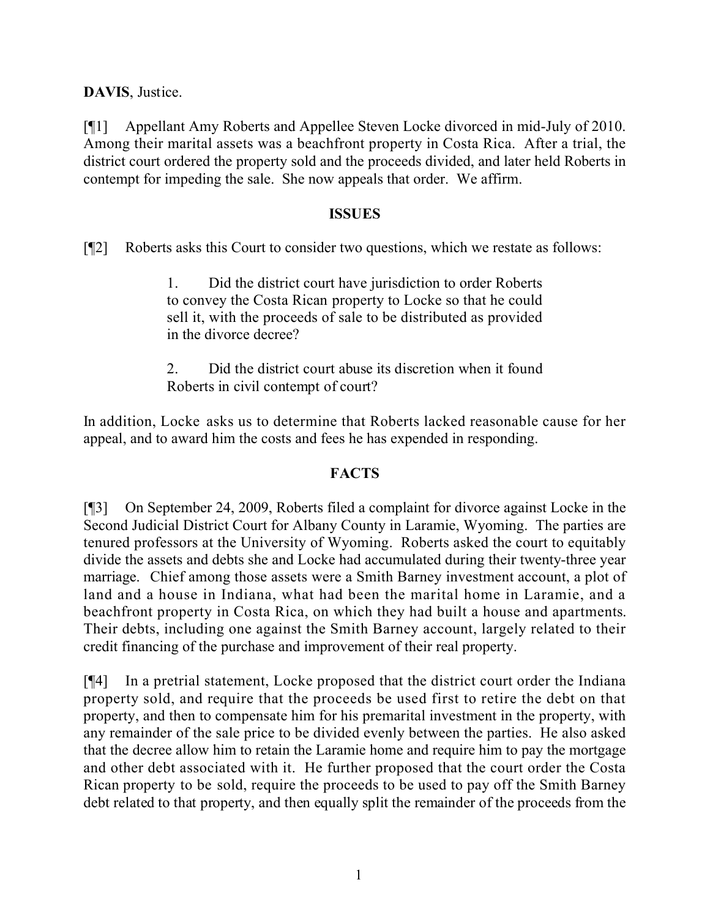**DAVIS**, Justice.

[¶1] Appellant Amy Roberts and Appellee Steven Locke divorced in mid-July of 2010. Among their marital assets was a beachfront property in Costa Rica. After a trial, the district court ordered the property sold and the proceeds divided, and later held Roberts in contempt for impeding the sale. She now appeals that order. We affirm.

## ISSUES

[¶2] Roberts asks this Court to consider two questions, which we restate as follows:

> 1. Did the district court have jurisdiction to order Roberts to convey the Costa Rican property to Locke so that he could sell it, with the proceeds of sale to be distributed as provided in the divorce decree?
>
> 2. Did the district court abuse its discretion when it found Roberts in civil contempt of court?

In addition, Locke asks us to determine that Roberts lacked reasonable cause for her appeal, and to award him the costs and fees he has expended in responding.

## FACTS

[¶3] On September 24, 2009, Roberts filed a complaint for divorce against Locke in the Second Judicial District Court for Albany County in Laramie, Wyoming. The parties are tenured professors at the University of Wyoming. Roberts asked the court to equitably divide the assets and debts she and Locke had accumulated during their twenty-three year marriage. Chief among those assets were a Smith Barney investment account, a plot of land and a house in Indiana, what had been the marital home in Laramie, and a beachfront property in Costa Rica, on which they had built a house and apartments. Their debts, including one against the Smith Barney account, largely related to their credit financing of the purchase and improvement of their real property.

[¶4] In a pretrial statement, Locke proposed that the district court order the Indiana property sold, and require that the proceeds be used first to retire the debt on that property, and then to compensate him for his premarital investment in the property, with any remainder of the sale price to be divided evenly between the parties. He also asked that the decree allow him to retain the Laramie home and require him to pay the mortgage and other debt associated with it. He further proposed that the court order the Costa Rican property to be sold, require the proceeds to be used to pay off the Smith Barney debt related to that property, and then equally split the remainder of the proceeds from the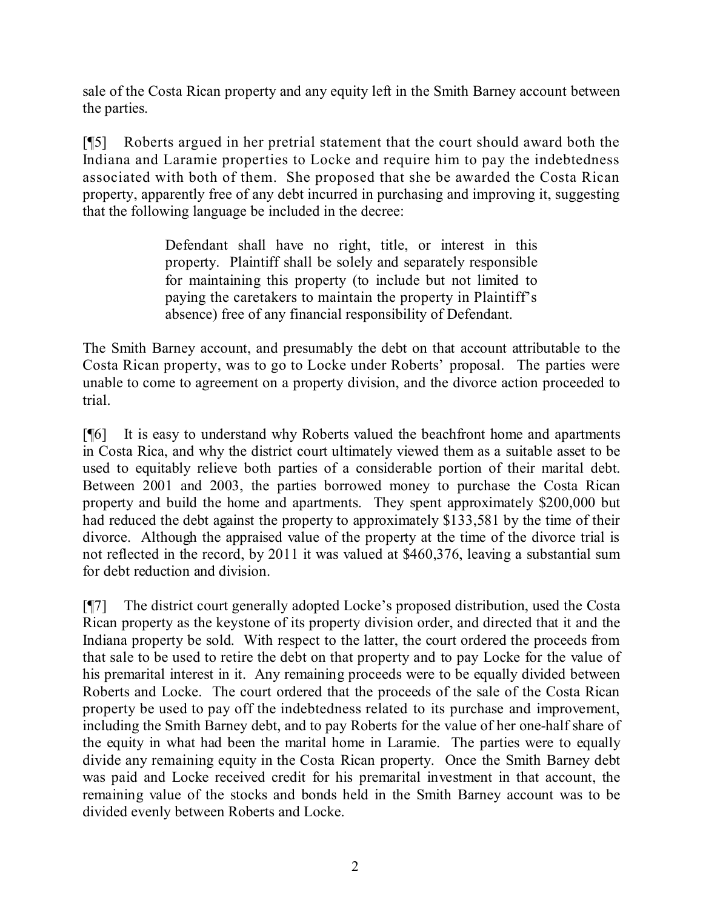sale of the Costa Rican property and any equity left in the Smith Barney account between the parties.

[¶5] Roberts argued in her pretrial statement that the court should award both the Indiana and Laramie properties to Locke and require him to pay the indebtedness associated with both of them. She proposed that she be awarded the Costa Rican property, apparently free of any debt incurred in purchasing and improving it, suggesting that the following language be included in the decree:

> Defendant shall have no right, title, or interest in this property. Plaintiff shall be solely and separately responsible for maintaining this property (to include but not limited to paying the caretakers to maintain the property in Plaintiff's absence) free of any financial responsibility of Defendant.

The Smith Barney account, and presumably the debt on that account attributable to the Costa Rican property, was to go to Locke under Roberts' proposal. The parties were unable to come to agreement on a property division, and the divorce action proceeded to trial.

[¶6] It is easy to understand why Roberts valued the beachfront home and apartments in Costa Rica, and why the district court ultimately viewed them as a suitable asset to be used to equitably relieve both parties of a considerable portion of their marital debt. Between 2001 and 2003, the parties borrowed money to purchase the Costa Rican property and build the home and apartments. They spent approximately $200,000 but had reduced the debt against the property to approximately $133,581 by the time of their divorce. Although the appraised value of the property at the time of the divorce trial is not reflected in the record, by 2011 it was valued at $460,376, leaving a substantial sum for debt reduction and division.

[¶7] The district court generally adopted Locke's proposed distribution, used the Costa Rican property as the keystone of its property division order, and directed that it and the Indiana property be sold. With respect to the latter, the court ordered the proceeds from that sale to be used to retire the debt on that property and to pay Locke for the value of his premarital interest in it. Any remaining proceeds were to be equally divided between Roberts and Locke. The court ordered that the proceeds of the sale of the Costa Rican property be used to pay off the indebtedness related to its purchase and improvement, including the Smith Barney debt, and to pay Roberts for the value of her one-half share of the equity in what had been the marital home in Laramie. The parties were to equally divide any remaining equity in the Costa Rican property. Once the Smith Barney debt was paid and Locke received credit for his premarital investment in that account, the remaining value of the stocks and bonds held in the Smith Barney account was to be divided evenly between Roberts and Locke.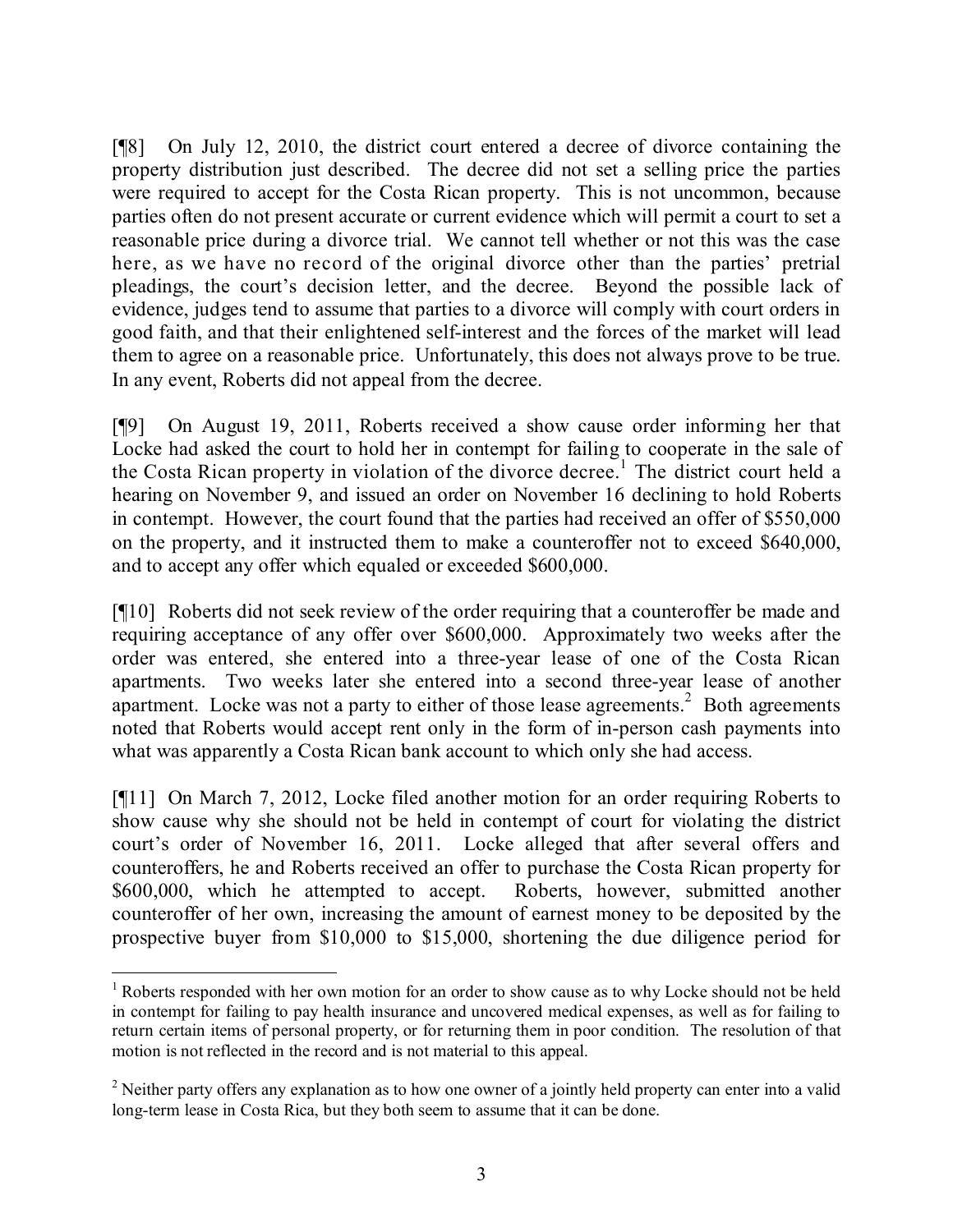[¶8] On July 12, 2010, the district court entered a decree of divorce containing the property distribution just described. The decree did not set a selling price the parties were required to accept for the Costa Rican property. This is not uncommon, because parties often do not present accurate or current evidence which will permit a court to set a reasonable price during a divorce trial. We cannot tell whether or not this was the case here, as we have no record of the original divorce other than the parties' pretrial pleadings, the court's decision letter, and the decree. Beyond the possible lack of evidence, judges tend to assume that parties to a divorce will comply with court orders in good faith, and that their enlightened self-interest and the forces of the market will lead them to agree on a reasonable price. Unfortunately, this does not always prove to be true. In any event, Roberts did not appeal from the decree.

[¶9] On August 19, 2011, Roberts received a show cause order informing her that Locke had asked the court to hold her in contempt for failing to cooperate in the sale of the Costa Rican property in violation of the divorce decree.[1] The district court held a hearing on November 9, and issued an order on November 16 declining to hold Roberts in contempt. However, the court found that the parties had received an offer of $550,000 on the property, and it instructed them to make a counteroffer not to exceed $640,000, and to accept any offer which equaled or exceeded $600,000.

[¶10] Roberts did not seek review of the order requiring that a counteroffer be made and requiring acceptance of any offer over $600,000. Approximately two weeks after the order was entered, she entered into a three-year lease of one of the Costa Rican apartments. Two weeks later she entered into a second three-year lease of another apartment. Locke was not a party to either of those lease agreements.[2] Both agreements noted that Roberts would accept rent only in the form of in-person cash payments into what was apparently a Costa Rican bank account to which only she had access.

[¶11] On March 7, 2012, Locke filed another motion for an order requiring Roberts to show cause why she should not be held in contempt of court for violating the district court's order of November 16, 2011. Locke alleged that after several offers and counteroffers, he and Roberts received an offer to purchase the Costa Rican property for $600,000, which he attempted to accept. Roberts, however, submitted another counteroffer of her own, increasing the amount of earnest money to be deposited by the prospective buyer from $10,000 to $15,000, shortening the due diligence period for

---

[1] Roberts responded with her own motion for an order to show cause as to why Locke should not be held in contempt for failing to pay health insurance and uncovered medical expenses, as well as for failing to return certain items of personal property, or for returning them in poor condition. The resolution of that motion is not reflected in the record and is not material to this appeal.

[2] Neither party offers any explanation as to how one owner of a jointly held property can enter into a valid long-term lease in Costa Rica, but they both seem to assume that it can be done.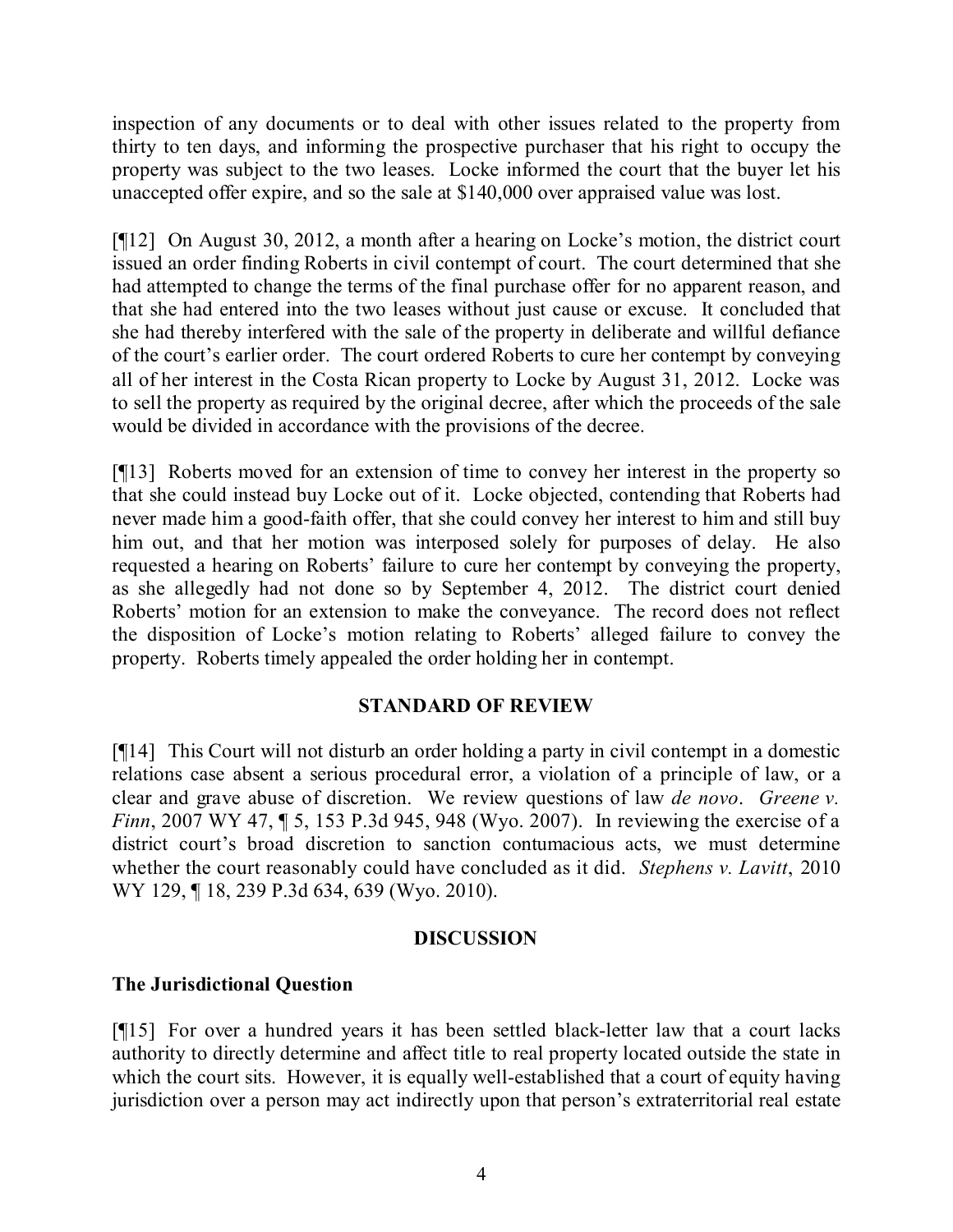inspection of any documents or to deal with other issues related to the property from thirty to ten days, and informing the prospective purchaser that his right to occupy the property was subject to the two leases. Locke informed the court that the buyer let his unaccepted offer expire, and so the sale at $140,000 over appraised value was lost.

[¶12] On August 30, 2012, a month after a hearing on Locke's motion, the district court issued an order finding Roberts in civil contempt of court. The court determined that she had attempted to change the terms of the final purchase offer for no apparent reason, and that she had entered into the two leases without just cause or excuse. It concluded that she had thereby interfered with the sale of the property in deliberate and willful defiance of the court's earlier order. The court ordered Roberts to cure her contempt by conveying all of her interest in the Costa Rican property to Locke by August 31, 2012. Locke was to sell the property as required by the original decree, after which the proceeds of the sale would be divided in accordance with the provisions of the decree.

[¶13] Roberts moved for an extension of time to convey her interest in the property so that she could instead buy Locke out of it. Locke objected, contending that Roberts had never made him a good-faith offer, that she could convey her interest to him and still buy him out, and that her motion was interposed solely for purposes of delay. He also requested a hearing on Roberts' failure to cure her contempt by conveying the property, as she allegedly had not done so by September 4, 2012. The district court denied Roberts' motion for an extension to make the conveyance. The record does not reflect the disposition of Locke's motion relating to Roberts' alleged failure to convey the property. Roberts timely appealed the order holding her in contempt.

## STANDARD OF REVIEW

[¶14] This Court will not disturb an order holding a party in civil contempt in a domestic relations case absent a serious procedural error, a violation of a principle of law, or a clear and grave abuse of discretion. We review questions of law *de novo*. *Greene v. Finn*, 2007 WY 47, ¶ 5, 153 P.3d 945, 948 (Wyo. 2007). In reviewing the exercise of a district court's broad discretion to sanction contumacious acts, we must determine whether the court reasonably could have concluded as it did. *Stephens v. Lavitt*, 2010 WY 129, ¶ 18, 239 P.3d 634, 639 (Wyo. 2010).

## DISCUSSION

### The Jurisdictional Question

[¶15] For over a hundred years it has been settled black-letter law that a court lacks authority to directly determine and affect title to real property located outside the state in which the court sits. However, it is equally well-established that a court of equity having jurisdiction over a person may act indirectly upon that person's extraterritorial real estate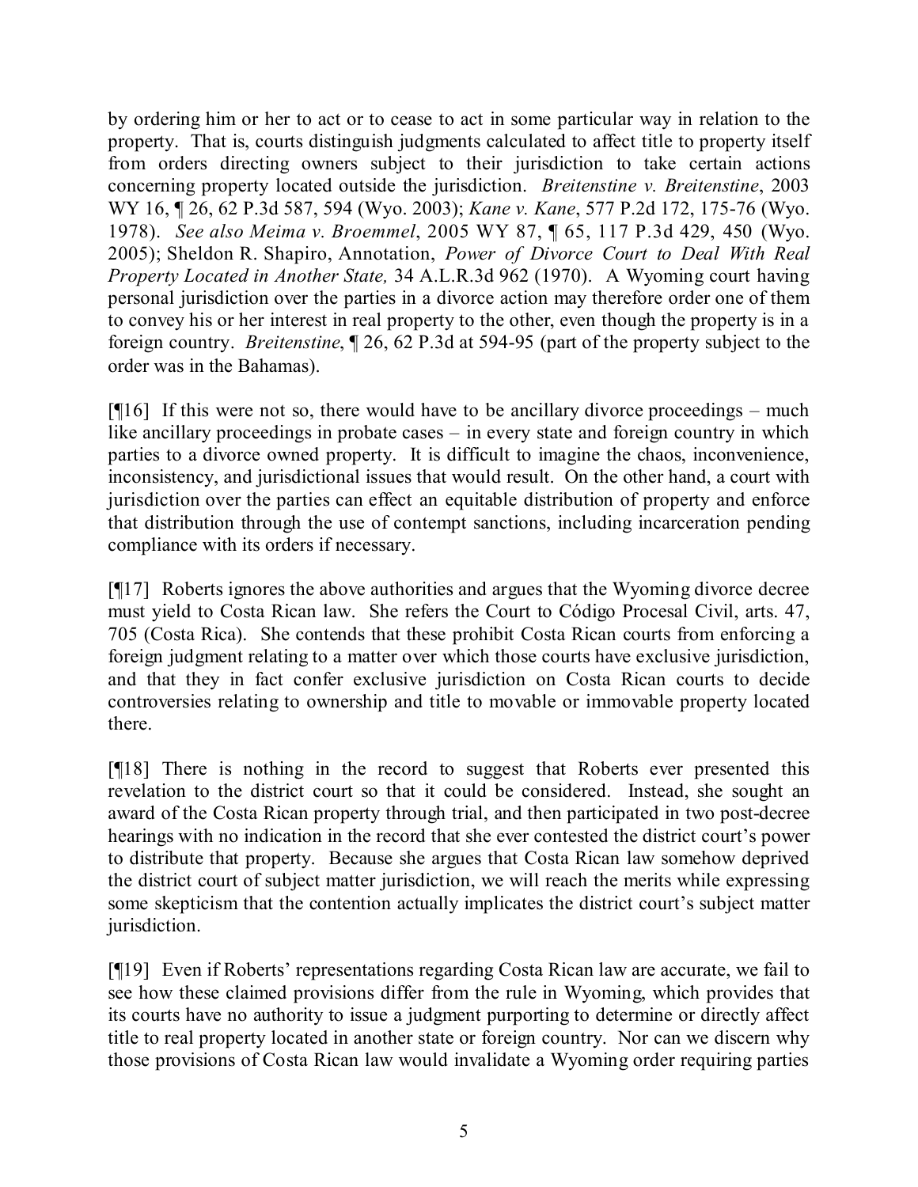by ordering him or her to act or to cease to act in some particular way in relation to the property. That is, courts distinguish judgments calculated to affect title to property itself from orders directing owners subject to their jurisdiction to take certain actions concerning property located outside the jurisdiction. *Breitenstine v. Breitenstine*, 2003 WY 16, ¶ 26, 62 P.3d 587, 594 (Wyo. 2003); *Kane v. Kane*, 577 P.2d 172, 175-76 (Wyo. 1978). *See also Meima v. Broemmel*, 2005 WY 87, ¶ 65, 117 P.3d 429, 450 (Wyo. 2005); Sheldon R. Shapiro, Annotation, *Power of Divorce Court to Deal With Real Property Located in Another State,* 34 A.L.R.3d 962 (1970). A Wyoming court having personal jurisdiction over the parties in a divorce action may therefore order one of them to convey his or her interest in real property to the other, even though the property is in a foreign country. *Breitenstine*, ¶ 26, 62 P.3d at 594-95 (part of the property subject to the order was in the Bahamas).

[¶16] If this were not so, there would have to be ancillary divorce proceedings – much like ancillary proceedings in probate cases – in every state and foreign country in which parties to a divorce owned property. It is difficult to imagine the chaos, inconvenience, inconsistency, and jurisdictional issues that would result. On the other hand, a court with jurisdiction over the parties can effect an equitable distribution of property and enforce that distribution through the use of contempt sanctions, including incarceration pending compliance with its orders if necessary.

[¶17] Roberts ignores the above authorities and argues that the Wyoming divorce decree must yield to Costa Rican law. She refers the Court to Código Procesal Civil, arts. 47, 705 (Costa Rica). She contends that these prohibit Costa Rican courts from enforcing a foreign judgment relating to a matter over which those courts have exclusive jurisdiction, and that they in fact confer exclusive jurisdiction on Costa Rican courts to decide controversies relating to ownership and title to movable or immovable property located there.

[¶18] There is nothing in the record to suggest that Roberts ever presented this revelation to the district court so that it could be considered. Instead, she sought an award of the Costa Rican property through trial, and then participated in two post-decree hearings with no indication in the record that she ever contested the district court's power to distribute that property. Because she argues that Costa Rican law somehow deprived the district court of subject matter jurisdiction, we will reach the merits while expressing some skepticism that the contention actually implicates the district court's subject matter jurisdiction.

[¶19] Even if Roberts' representations regarding Costa Rican law are accurate, we fail to see how these claimed provisions differ from the rule in Wyoming, which provides that its courts have no authority to issue a judgment purporting to determine or directly affect title to real property located in another state or foreign country. Nor can we discern why those provisions of Costa Rican law would invalidate a Wyoming order requiring parties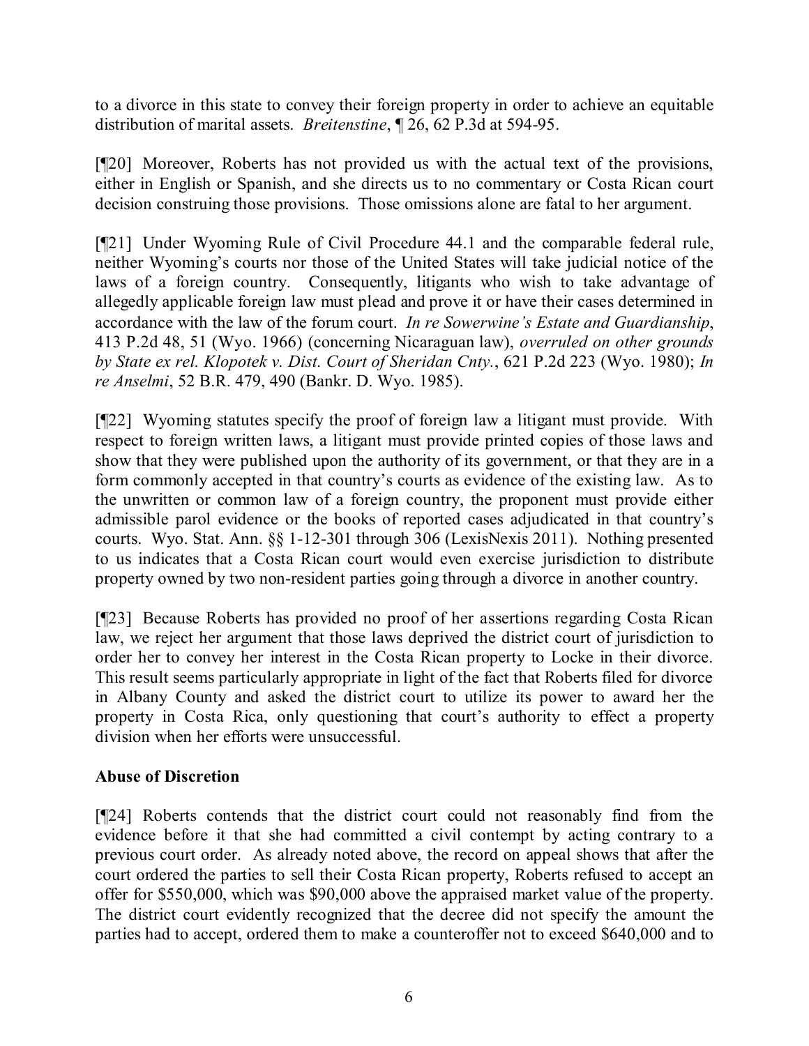to a divorce in this state to convey their foreign property in order to achieve an equitable distribution of marital assets. *Breitenstine*, ¶ 26, 62 P.3d at 594-95.

[¶20] Moreover, Roberts has not provided us with the actual text of the provisions, either in English or Spanish, and she directs us to no commentary or Costa Rican court decision construing those provisions. Those omissions alone are fatal to her argument.

[¶21] Under Wyoming Rule of Civil Procedure 44.1 and the comparable federal rule, neither Wyoming's courts nor those of the United States will take judicial notice of the laws of a foreign country. Consequently, litigants who wish to take advantage of allegedly applicable foreign law must plead and prove it or have their cases determined in accordance with the law of the forum court. *In re Sowerwine's Estate and Guardianship*, 413 P.2d 48, 51 (Wyo. 1966) (concerning Nicaraguan law), *overruled on other grounds by State ex rel. Klopotek v. Dist. Court of Sheridan Cnty.*, 621 P.2d 223 (Wyo. 1980); *In re Anselmi*, 52 B.R. 479, 490 (Bankr. D. Wyo. 1985).

[¶22] Wyoming statutes specify the proof of foreign law a litigant must provide. With respect to foreign written laws, a litigant must provide printed copies of those laws and show that they were published upon the authority of its government, or that they are in a form commonly accepted in that country's courts as evidence of the existing law. As to the unwritten or common law of a foreign country, the proponent must provide either admissible parol evidence or the books of reported cases adjudicated in that country's courts. Wyo. Stat. Ann. §§ 1-12-301 through 306 (LexisNexis 2011). Nothing presented to us indicates that a Costa Rican court would even exercise jurisdiction to distribute property owned by two non-resident parties going through a divorce in another country.

[¶23] Because Roberts has provided no proof of her assertions regarding Costa Rican law, we reject her argument that those laws deprived the district court of jurisdiction to order her to convey her interest in the Costa Rican property to Locke in their divorce. This result seems particularly appropriate in light of the fact that Roberts filed for divorce in Albany County and asked the district court to utilize its power to award her the property in Costa Rica, only questioning that court's authority to effect a property division when her efforts were unsuccessful.

**Abuse of Discretion**

[¶24] Roberts contends that the district court could not reasonably find from the evidence before it that she had committed a civil contempt by acting contrary to a previous court order. As already noted above, the record on appeal shows that after the court ordered the parties to sell their Costa Rican property, Roberts refused to accept an offer for $550,000, which was $90,000 above the appraised market value of the property. The district court evidently recognized that the decree did not specify the amount the parties had to accept, ordered them to make a counteroffer not to exceed $640,000 and to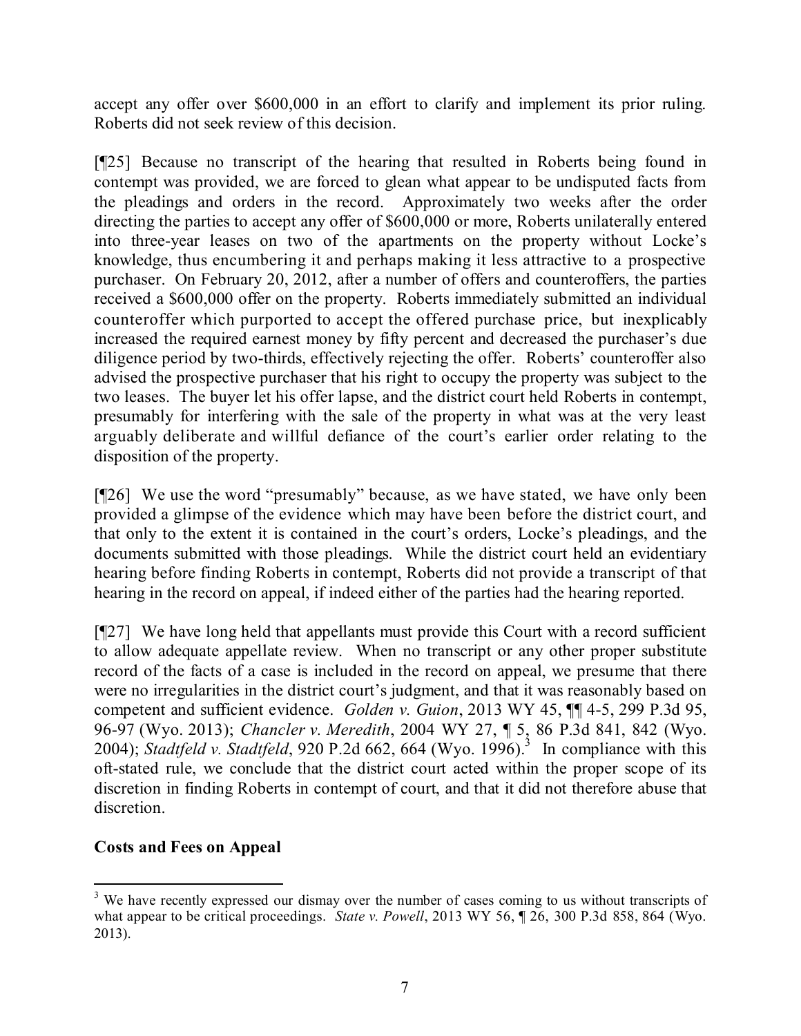accept any offer over $600,000 in an effort to clarify and implement its prior ruling. Roberts did not seek review of this decision.

[¶25] Because no transcript of the hearing that resulted in Roberts being found in contempt was provided, we are forced to glean what appear to be undisputed facts from the pleadings and orders in the record. Approximately two weeks after the order directing the parties to accept any offer of $600,000 or more, Roberts unilaterally entered into three-year leases on two of the apartments on the property without Locke's knowledge, thus encumbering it and perhaps making it less attractive to a prospective purchaser. On February 20, 2012, after a number of offers and counteroffers, the parties received a $600,000 offer on the property. Roberts immediately submitted an individual counteroffer which purported to accept the offered purchase price, but inexplicably increased the required earnest money by fifty percent and decreased the purchaser's due diligence period by two-thirds, effectively rejecting the offer. Roberts' counteroffer also advised the prospective purchaser that his right to occupy the property was subject to the two leases. The buyer let his offer lapse, and the district court held Roberts in contempt, presumably for interfering with the sale of the property in what was at the very least arguably deliberate and willful defiance of the court's earlier order relating to the disposition of the property.

[¶26] We use the word "presumably" because, as we have stated, we have only been provided a glimpse of the evidence which may have been before the district court, and that only to the extent it is contained in the court's orders, Locke's pleadings, and the documents submitted with those pleadings. While the district court held an evidentiary hearing before finding Roberts in contempt, Roberts did not provide a transcript of that hearing in the record on appeal, if indeed either of the parties had the hearing reported.

[¶27] We have long held that appellants must provide this Court with a record sufficient to allow adequate appellate review. When no transcript or any other proper substitute record of the facts of a case is included in the record on appeal, we presume that there were no irregularities in the district court's judgment, and that it was reasonably based on competent and sufficient evidence. *Golden v. Guion*, 2013 WY 45, ¶¶ 4-5, 299 P.3d 95, 96-97 (Wyo. 2013); *Chancler v. Meredith*, 2004 WY 27, ¶ 5, 86 P.3d 841, 842 (Wyo. 2004); *Stadtfeld v. Stadtfeld*, 920 P.2d 662, 664 (Wyo. 1996).[3] In compliance with this oft-stated rule, we conclude that the district court acted within the proper scope of its discretion in finding Roberts in contempt of court, and that it did not therefore abuse that discretion.

**Costs and Fees on Appeal**

---

[3] We have recently expressed our dismay over the number of cases coming to us without transcripts of what appear to be critical proceedings. *State v. Powell*, 2013 WY 56, ¶ 26, 300 P.3d 858, 864 (Wyo. 2013).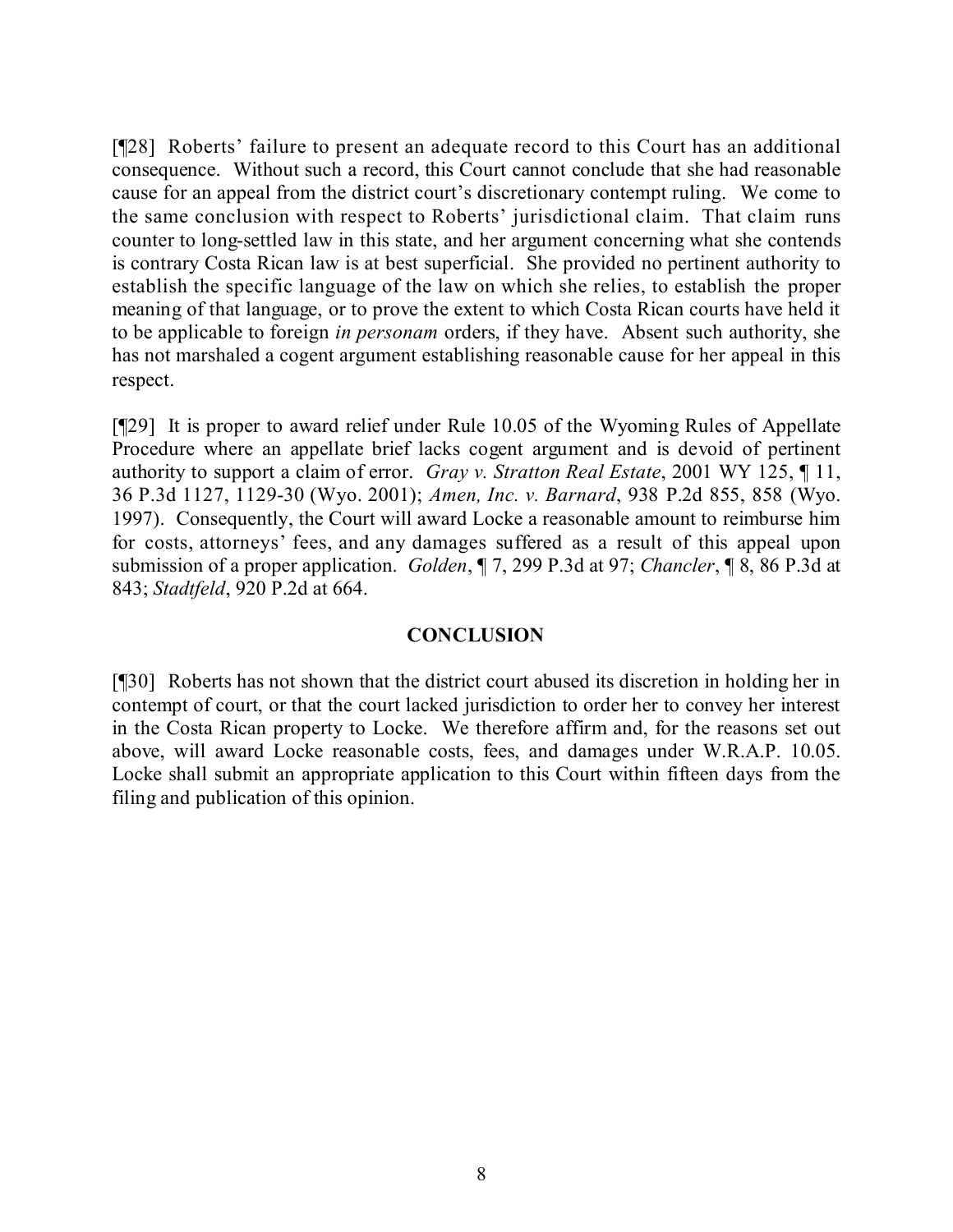[¶28] Roberts' failure to present an adequate record to this Court has an additional consequence. Without such a record, this Court cannot conclude that she had reasonable cause for an appeal from the district court's discretionary contempt ruling. We come to the same conclusion with respect to Roberts' jurisdictional claim. That claim runs counter to long-settled law in this state, and her argument concerning what she contends is contrary Costa Rican law is at best superficial. She provided no pertinent authority to establish the specific language of the law on which she relies, to establish the proper meaning of that language, or to prove the extent to which Costa Rican courts have held it to be applicable to foreign *in personam* orders, if they have. Absent such authority, she has not marshaled a cogent argument establishing reasonable cause for her appeal in this respect.

[¶29] It is proper to award relief under Rule 10.05 of the Wyoming Rules of Appellate Procedure where an appellate brief lacks cogent argument and is devoid of pertinent authority to support a claim of error. *Gray v. Stratton Real Estate*, 2001 WY 125, ¶ 11, 36 P.3d 1127, 1129-30 (Wyo. 2001); *Amen, Inc. v. Barnard*, 938 P.2d 855, 858 (Wyo. 1997). Consequently, the Court will award Locke a reasonable amount to reimburse him for costs, attorneys' fees, and any damages suffered as a result of this appeal upon submission of a proper application. *Golden*, ¶ 7, 299 P.3d at 97; *Chancler*, ¶ 8, 86 P.3d at 843; *Stadtfeld*, 920 P.2d at 664.

## CONCLUSION

[¶30] Roberts has not shown that the district court abused its discretion in holding her in contempt of court, or that the court lacked jurisdiction to order her to convey her interest in the Costa Rican property to Locke. We therefore affirm and, for the reasons set out above, will award Locke reasonable costs, fees, and damages under W.R.A.P. 10.05. Locke shall submit an appropriate application to this Court within fifteen days from the filing and publication of this opinion.